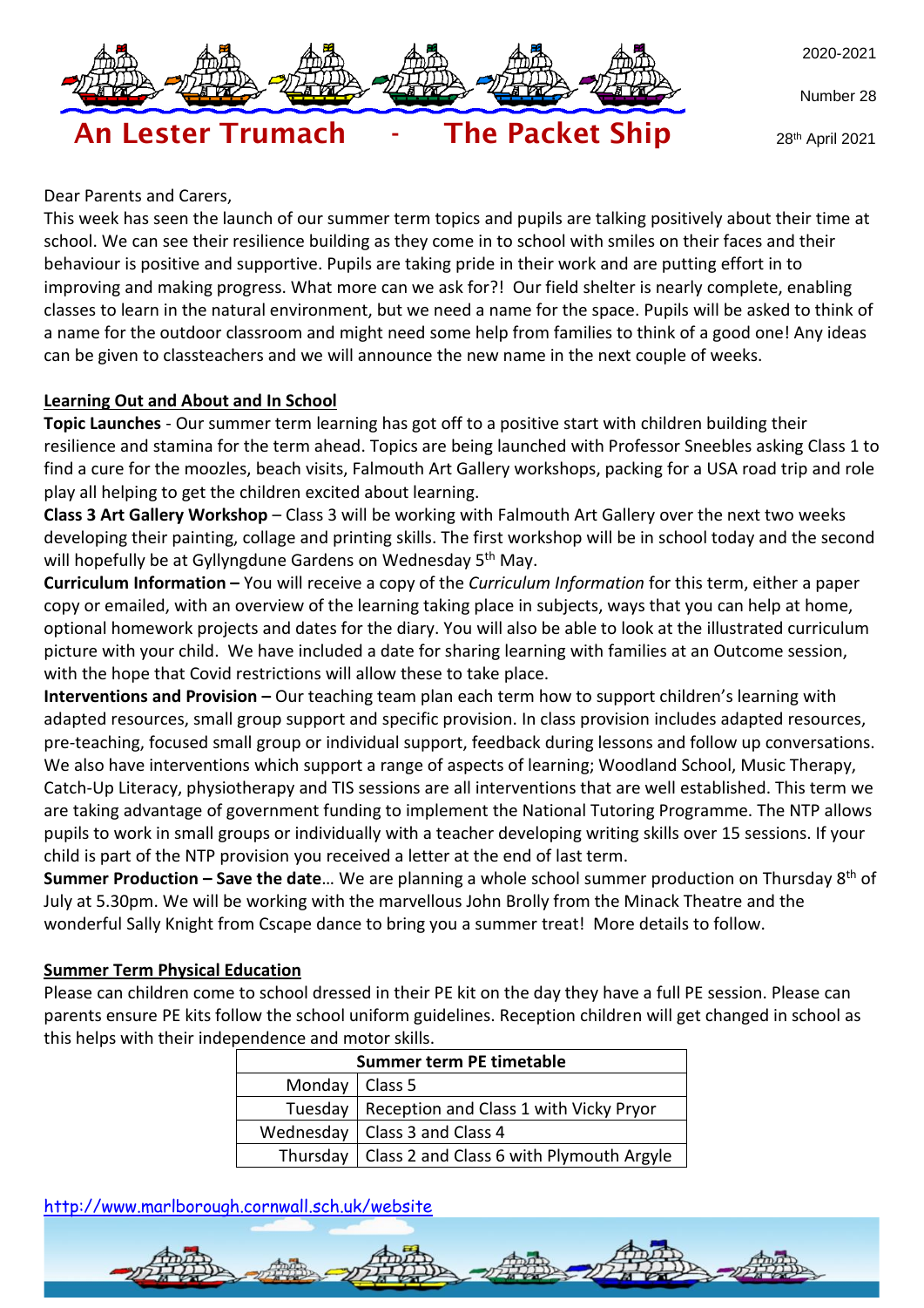# An Lester Trumach - The Packet Ship

2020-2021

Number 28

28th April 2021

Dear Parents and Carers,

This week has seen the launch of our summer term topics and pupils are talking positively about their time at school. We can see their resilience building as they come in to school with smiles on their faces and their behaviour is positive and supportive. Pupils are taking pride in their work and are putting effort in to improving and making progress. What more can we ask for?! Our field shelter is nearly complete, enabling classes to learn in the natural environment, but we need a name for the space. Pupils will be asked to think of a name for the outdoor classroom and might need some help from families to think of a good one! Any ideas can be given to classteachers and we will announce the new name in the next couple of weeks.

## Learning Out and About and In School

**Topic Launches** - Our summer term learning has got off to a positive start with children building their resilience and stamina for the term ahead. Topics are being launched with Professor Sneebles asking Class 1 to find a cure for the moozles, beach visits, Falmouth Art Gallery workshops, packing for a USA road trip and role play all helping to get the children excited about learning.

**Class 3 Art Gallery Workshop** – Class 3 will be working with Falmouth Art Gallery over the next two weeks developing their painting, collage and printing skills. The first workshop will be in school today and the second will hopefully be at Gyllyngdune Gardens on Wednesday 5th May.

**Curriculum Information –** You will receive a copy of the *Curriculum Information* for this term, either a paper copy or emailed, with an overview of the learning taking place in subjects, ways that you can help at home, optional homework projects and dates for the diary. You will also be able to look at the illustrated curriculum picture with your child. We have included a date for sharing learning with families at an Outcome session, with the hope that Covid restrictions will allow these to take place.

**Interventions and Provision –** Our teaching team plan each term how to support children's learning with adapted resources, small group support and specific provision. In class provision includes adapted resources, pre-teaching, focused small group or individual support, feedback during lessons and follow up conversations. We also have interventions which support a range of aspects of learning; Woodland School, Music Therapy, Catch-Up Literacy, physiotherapy and TIS sessions are all interventions that are well established. This term we are taking advantage of government funding to implement the National Tutoring Programme. The NTP allows pupils to work in small groups or individually with a teacher developing writing skills over 15 sessions. If your child is part of the NTP provision you received a letter at the end of last term.

**Summer Production – Save the date**… We are planning a whole school summer production on Thursday 8th of July at 5.30pm. We will be working with the marvellous John Brolly from the Minack Theatre and the wonderful Sally Knight from Cscape dance to bring you a summer treat! More details to follow.

## Summer Term Physical Education

Please can children come to school dressed in their PE kit on the day they have a full PE session. Please can parents ensure PE kits follow the school uniform guidelines. Reception children will get changed in school as this helps with their independence and motor skills.

| Summer term PE timetable | |
|---|---|
| Monday | Class 5 |
| Tuesday | Reception and Class 1 with Vicky Pryor |
| Wednesday | Class 3 and Class 4 |
| Thursday | Class 2 and Class 6 with Plymouth Argyle |

http://www.marlborough.cornwall.sch.uk/website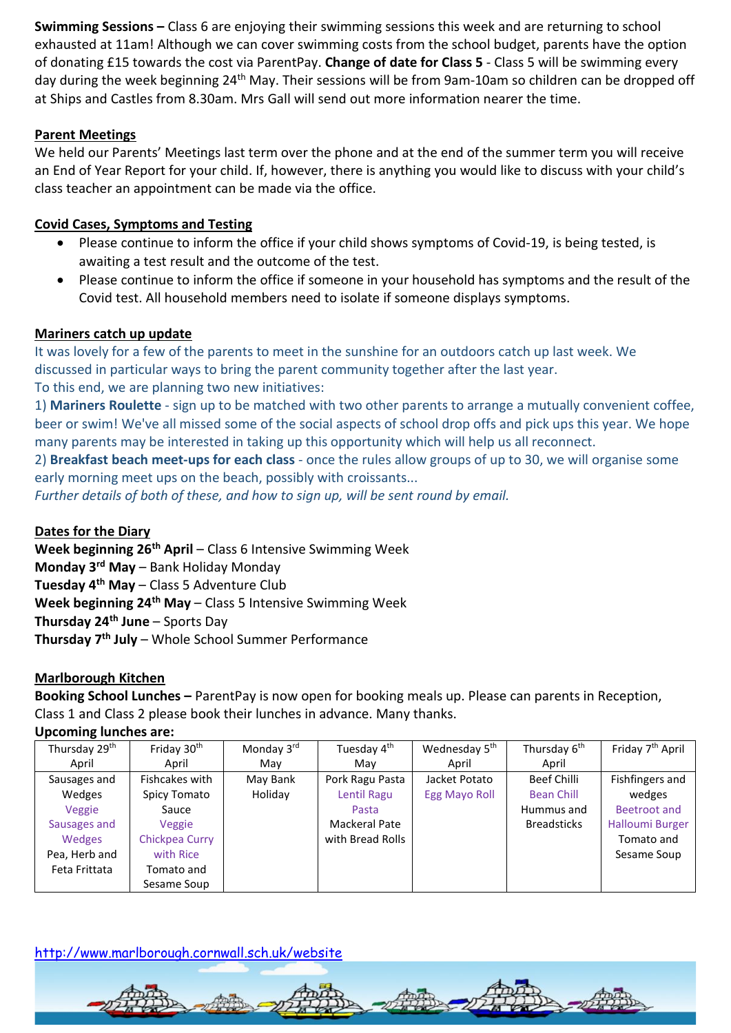**Swimming Sessions –** Class 6 are enjoying their swimming sessions this week and are returning to school exhausted at 11am! Although we can cover swimming costs from the school budget, parents have the option of donating £15 towards the cost via ParentPay. **Change of date for Class 5** - Class 5 will be swimming every day during the week beginning 24th May. Their sessions will be from 9am-10am so children can be dropped off at Ships and Castles from 8.30am. Mrs Gall will send out more information nearer the time.

## Parent Meetings

We held our Parents' Meetings last term over the phone and at the end of the summer term you will receive an End of Year Report for your child. If, however, there is anything you would like to discuss with your child's class teacher an appointment can be made via the office.

## Covid Cases, Symptoms and Testing

- Please continue to inform the office if your child shows symptoms of Covid-19, is being tested, is awaiting a test result and the outcome of the test.
- Please continue to inform the office if someone in your household has symptoms and the result of the Covid test. All household members need to isolate if someone displays symptoms.

## Mariners catch up update

It was lovely for a few of the parents to meet in the sunshine for an outdoors catch up last week. We discussed in particular ways to bring the parent community together after the last year.
To this end, we are planning two new initiatives:
1) **Mariners Roulette** - sign up to be matched with two other parents to arrange a mutually convenient coffee, beer or swim! We've all missed some of the social aspects of school drop offs and pick ups this year. We hope many parents may be interested in taking up this opportunity which will help us all reconnect.
2) **Breakfast beach meet-ups for each class** - once the rules allow groups of up to 30, we will organise some early morning meet ups on the beach, possibly with croissants...
*Further details of both of these, and how to sign up, will be sent round by email.*

## Dates for the Diary

**Week beginning 26th April** – Class 6 Intensive Swimming Week
**Monday 3rd May** – Bank Holiday Monday
**Tuesday 4th May** – Class 5 Adventure Club
**Week beginning 24th May** – Class 5 Intensive Swimming Week
**Thursday 24th June** – Sports Day
**Thursday 7th July** – Whole School Summer Performance

## Marlborough Kitchen

**Booking School Lunches –** ParentPay is now open for booking meals up. Please can parents in Reception, Class 1 and Class 2 please book their lunches in advance. Many thanks.

**Upcoming lunches are:**

| Thursday 29th April | Friday 30th April | Monday 3rd May | Tuesday 4th May | Wednesday 5th April | Thursday 6th April | Friday 7th April |
|---|---|---|---|---|---|---|
| Sausages and Wedges<br>Veggie Sausages and Wedges<br>Pea, Herb and Feta Frittata | Fishcakes with Spicy Tomato Sauce<br>Veggie Chickpea Curry with Rice<br>Tomato and Sesame Soup | May Bank Holiday | Pork Ragu Pasta<br>Lentil Ragu Pasta<br>Mackeral Pate with Bread Rolls | Jacket Potato<br>Egg Mayo Roll | Beef Chilli<br>Bean Chill<br>Hummus and Breadsticks | Fishfingers and wedges<br>Beetroot and Halloumi Burger<br>Tomato and Sesame Soup |

http://www.marlborough.cornwall.sch.uk/website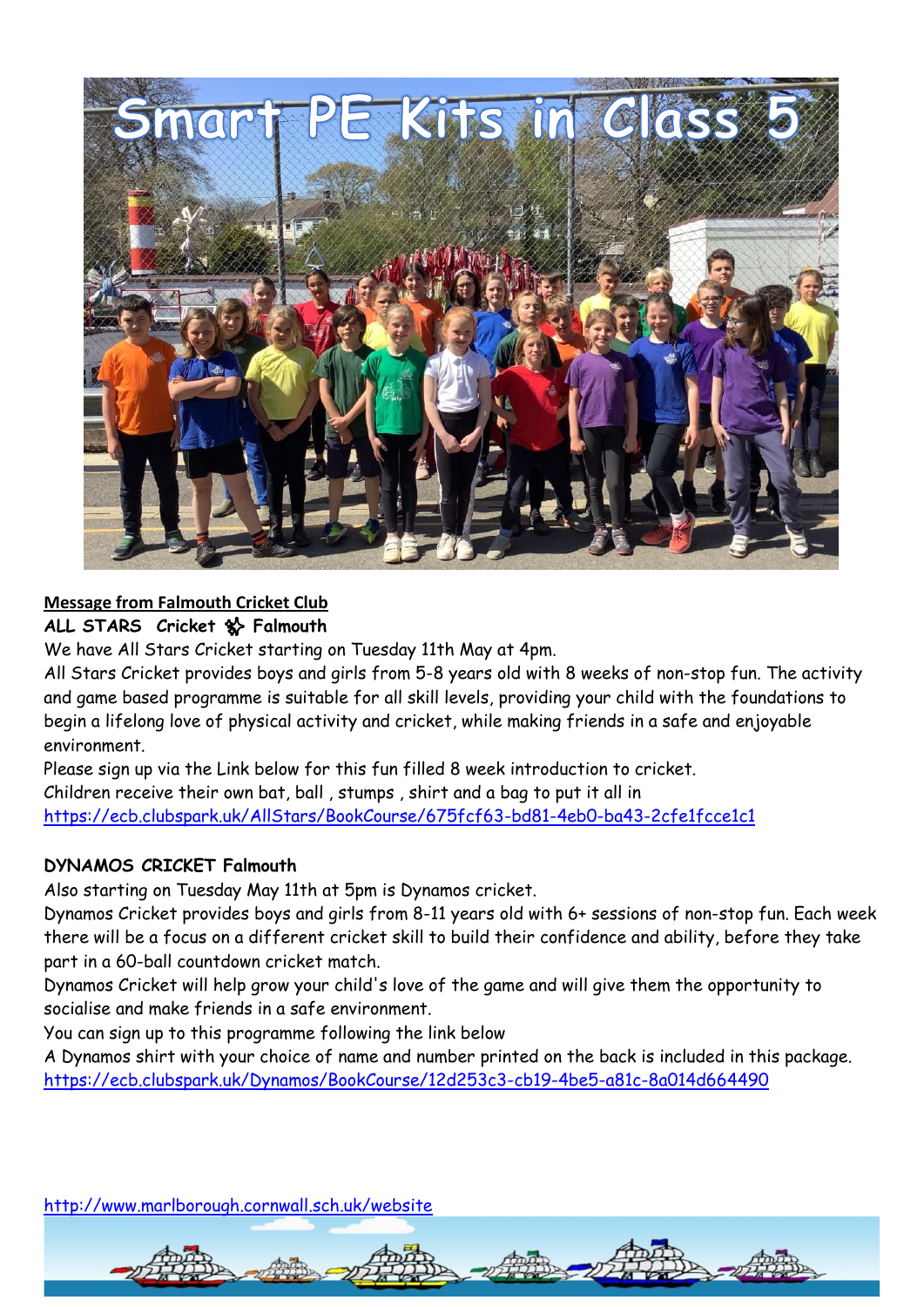# Smart PE Kits in Class 5

**Message from Falmouth Cricket Club**

**ALL STARS Cricket Falmouth**

We have All Stars Cricket starting on Tuesday 11th May at 4pm.

All Stars Cricket provides boys and girls from 5-8 years old with 8 weeks of non-stop fun. The activity and game based programme is suitable for all skill levels, providing your child with the foundations to begin a lifelong love of physical activity and cricket, while making friends in a safe and enjoyable environment.

Please sign up via the Link below for this fun filled 8 week introduction to cricket.

Children receive their own bat, ball , stumps , shirt and a bag to put it all in

https://ecb.clubspark.uk/AllStars/BookCourse/675fcf63-bd81-4eb0-ba43-2cfe1fcce1c1

**DYNAMOS CRICKET Falmouth**

Also starting on Tuesday May 11th at 5pm is Dynamos cricket.

Dynamos Cricket provides boys and girls from 8-11 years old with 6+ sessions of non-stop fun. Each week there will be a focus on a different cricket skill to build their confidence and ability, before they take part in a 60-ball countdown cricket match.

Dynamos Cricket will help grow your child's love of the game and will give them the opportunity to socialise and make friends in a safe environment.

You can sign up to this programme following the link below

A Dynamos shirt with your choice of name and number printed on the back is included in this package.

https://ecb.clubspark.uk/Dynamos/BookCourse/12d253c3-cb19-4be5-a81c-8a014d664490

http://www.marlborough.cornwall.sch.uk/website